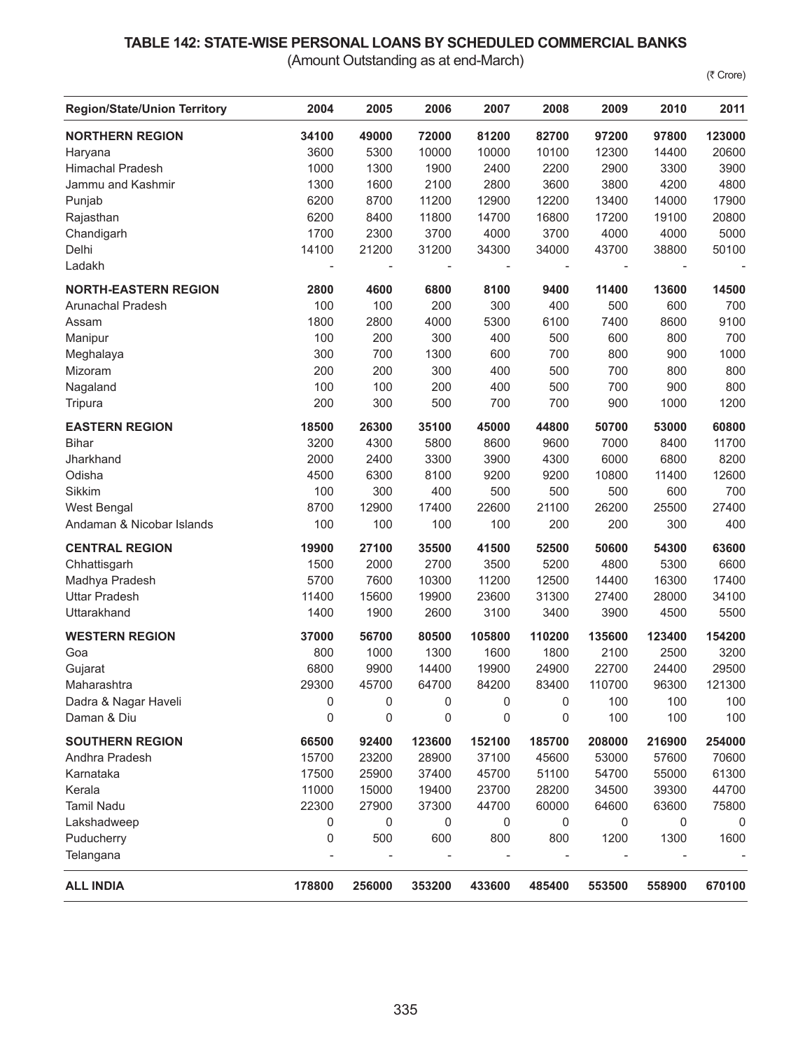## TABLE 142: STATE-WISE PERSONAL LOANS BY SCHEDULED COMMERCIAL BANKS

(Amount Outstanding as at end-March)

(₹ Crore)

| Region/State/Union Territory | 2004 | 2005 | 2006 | 2007 | 2008 | 2009 | 2010 | 2011 |
|---|---|---|---|---|---|---|---|---|
| **NORTHERN REGION** | **34100** | **49000** | **72000** | **81200** | **82700** | **97200** | **97800** | **123000** |
| Haryana | 3600 | 5300 | 10000 | 10000 | 10100 | 12300 | 14400 | 20600 |
| Himachal Pradesh | 1000 | 1300 | 1900 | 2400 | 2200 | 2900 | 3300 | 3900 |
| Jammu and Kashmir | 1300 | 1600 | 2100 | 2800 | 3600 | 3800 | 4200 | 4800 |
| Punjab | 6200 | 8700 | 11200 | 12900 | 12200 | 13400 | 14000 | 17900 |
| Rajasthan | 6200 | 8400 | 11800 | 14700 | 16800 | 17200 | 19100 | 20800 |
| Chandigarh | 1700 | 2300 | 3700 | 4000 | 3700 | 4000 | 4000 | 5000 |
| Delhi | 14100 | 21200 | 31200 | 34300 | 34000 | 43700 | 38800 | 50100 |
| Ladakh | - | - | - | - | - | - | - | - |
| **NORTH-EASTERN REGION** | **2800** | **4600** | **6800** | **8100** | **9400** | **11400** | **13600** | **14500** |
| Arunachal Pradesh | 100 | 100 | 200 | 300 | 400 | 500 | 600 | 700 |
| Assam | 1800 | 2800 | 4000 | 5300 | 6100 | 7400 | 8600 | 9100 |
| Manipur | 100 | 200 | 300 | 400 | 500 | 600 | 800 | 700 |
| Meghalaya | 300 | 700 | 1300 | 600 | 700 | 800 | 900 | 1000 |
| Mizoram | 200 | 200 | 300 | 400 | 500 | 700 | 800 | 800 |
| Nagaland | 100 | 100 | 200 | 400 | 500 | 700 | 900 | 800 |
| Tripura | 200 | 300 | 500 | 700 | 700 | 900 | 1000 | 1200 |
| **EASTERN REGION** | **18500** | **26300** | **35100** | **45000** | **44800** | **50700** | **53000** | **60800** |
| Bihar | 3200 | 4300 | 5800 | 8600 | 9600 | 7000 | 8400 | 11700 |
| Jharkhand | 2000 | 2400 | 3300 | 3900 | 4300 | 6000 | 6800 | 8200 |
| Odisha | 4500 | 6300 | 8100 | 9200 | 9200 | 10800 | 11400 | 12600 |
| Sikkim | 100 | 300 | 400 | 500 | 500 | 500 | 600 | 700 |
| West Bengal | 8700 | 12900 | 17400 | 22600 | 21100 | 26200 | 25500 | 27400 |
| Andaman & Nicobar Islands | 100 | 100 | 100 | 100 | 200 | 200 | 300 | 400 |
| **CENTRAL REGION** | **19900** | **27100** | **35500** | **41500** | **52500** | **50600** | **54300** | **63600** |
| Chhattisgarh | 1500 | 2000 | 2700 | 3500 | 5200 | 4800 | 5300 | 6600 |
| Madhya Pradesh | 5700 | 7600 | 10300 | 11200 | 12500 | 14400 | 16300 | 17400 |
| Uttar Pradesh | 11400 | 15600 | 19900 | 23600 | 31300 | 27400 | 28000 | 34100 |
| Uttarakhand | 1400 | 1900 | 2600 | 3100 | 3400 | 3900 | 4500 | 5500 |
| **WESTERN REGION** | **37000** | **56700** | **80500** | **105800** | **110200** | **135600** | **123400** | **154200** |
| Goa | 800 | 1000 | 1300 | 1600 | 1800 | 2100 | 2500 | 3200 |
| Gujarat | 6800 | 9900 | 14400 | 19900 | 24900 | 22700 | 24400 | 29500 |
| Maharashtra | 29300 | 45700 | 64700 | 84200 | 83400 | 110700 | 96300 | 121300 |
| Dadra & Nagar Haveli | 0 | 0 | 0 | 0 | 0 | 100 | 100 | 100 |
| Daman & Diu | 0 | 0 | 0 | 0 | 0 | 100 | 100 | 100 |
| **SOUTHERN REGION** | **66500** | **92400** | **123600** | **152100** | **185700** | **208000** | **216900** | **254000** |
| Andhra Pradesh | 15700 | 23200 | 28900 | 37100 | 45600 | 53000 | 57600 | 70600 |
| Karnataka | 17500 | 25900 | 37400 | 45700 | 51100 | 54700 | 55000 | 61300 |
| Kerala | 11000 | 15000 | 19400 | 23700 | 28200 | 34500 | 39300 | 44700 |
| Tamil Nadu | 22300 | 27900 | 37300 | 44700 | 60000 | 64600 | 63600 | 75800 |
| Lakshadweep | 0 | 0 | 0 | 0 | 0 | 0 | 0 | 0 |
| Puducherry | 0 | 500 | 600 | 800 | 800 | 1200 | 1300 | 1600 |
| Telangana | - | - | - | - | - | - | - | - |
| **ALL INDIA** | **178800** | **256000** | **353200** | **433600** | **485400** | **553500** | **558900** | **670100** |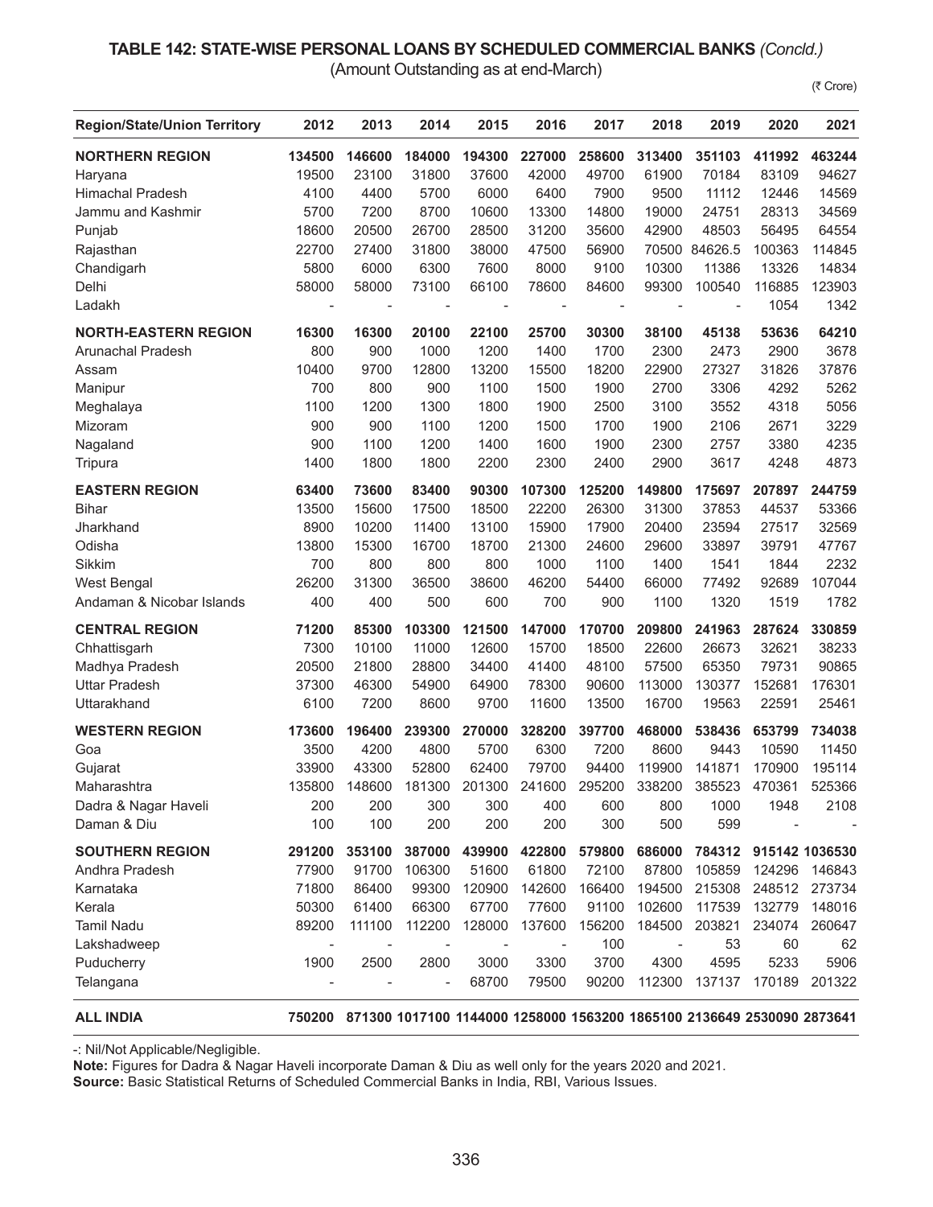## TABLE 142: STATE-WISE PERSONAL LOANS BY SCHEDULED COMMERCIAL BANKS *(Concld.)*

(Amount Outstanding as at end-March)

(₹ Crore)

| Region/State/Union Territory | 2012 | 2013 | 2014 | 2015 | 2016 | 2017 | 2018 | 2019 | 2020 | 2021 |
|---|---|---|---|---|---|---|---|---|---|---|
| **NORTHERN REGION** | **134500** | **146600** | **184000** | **194300** | **227000** | **258600** | **313400** | **351103** | **411992** | **463244** |
| Haryana | 19500 | 23100 | 31800 | 37600 | 42000 | 49700 | 61900 | 70184 | 83109 | 94627 |
| Himachal Pradesh | 4100 | 4400 | 5700 | 6000 | 6400 | 7900 | 9500 | 11112 | 12446 | 14569 |
| Jammu and Kashmir | 5700 | 7200 | 8700 | 10600 | 13300 | 14800 | 19000 | 24751 | 28313 | 34569 |
| Punjab | 18600 | 20500 | 26700 | 28500 | 31200 | 35600 | 42900 | 48503 | 56495 | 64554 |
| Rajasthan | 22700 | 27400 | 31800 | 38000 | 47500 | 56900 | 70500 | 84626.5 | 100363 | 114845 |
| Chandigarh | 5800 | 6000 | 6300 | 7600 | 8000 | 9100 | 10300 | 11386 | 13326 | 14834 |
| Delhi | 58000 | 58000 | 73100 | 66100 | 78600 | 84600 | 99300 | 100540 | 116885 | 123903 |
| Ladakh | - | - | - | - | - | - | - | - | 1054 | 1342 |
| **NORTH-EASTERN REGION** | **16300** | **16300** | **20100** | **22100** | **25700** | **30300** | **38100** | **45138** | **53636** | **64210** |
| Arunachal Pradesh | 800 | 900 | 1000 | 1200 | 1400 | 1700 | 2300 | 2473 | 2900 | 3678 |
| Assam | 10400 | 9700 | 12800 | 13200 | 15500 | 18200 | 22900 | 27327 | 31826 | 37876 |
| Manipur | 700 | 800 | 900 | 1100 | 1500 | 1900 | 2700 | 3306 | 4292 | 5262 |
| Meghalaya | 1100 | 1200 | 1300 | 1800 | 1900 | 2500 | 3100 | 3552 | 4318 | 5056 |
| Mizoram | 900 | 900 | 1100 | 1200 | 1500 | 1700 | 1900 | 2106 | 2671 | 3229 |
| Nagaland | 900 | 1100 | 1200 | 1400 | 1600 | 1900 | 2300 | 2757 | 3380 | 4235 |
| Tripura | 1400 | 1800 | 1800 | 2200 | 2300 | 2400 | 2900 | 3617 | 4248 | 4873 |
| **EASTERN REGION** | **63400** | **73600** | **83400** | **90300** | **107300** | **125200** | **149800** | **175697** | **207897** | **244759** |
| Bihar | 13500 | 15600 | 17500 | 18500 | 22200 | 26300 | 31300 | 37853 | 44537 | 53366 |
| Jharkhand | 8900 | 10200 | 11400 | 13100 | 15900 | 17900 | 20400 | 23594 | 27517 | 32569 |
| Odisha | 13800 | 15300 | 16700 | 18700 | 21300 | 24600 | 29600 | 33897 | 39791 | 47767 |
| Sikkim | 700 | 800 | 800 | 800 | 1000 | 1100 | 1400 | 1541 | 1844 | 2232 |
| West Bengal | 26200 | 31300 | 36500 | 38600 | 46200 | 54400 | 66000 | 77492 | 92689 | 107044 |
| Andaman & Nicobar Islands | 400 | 400 | 500 | 600 | 700 | 900 | 1100 | 1320 | 1519 | 1782 |
| **CENTRAL REGION** | **71200** | **85300** | **103300** | **121500** | **147000** | **170700** | **209800** | **241963** | **287624** | **330859** |
| Chhattisgarh | 7300 | 10100 | 11000 | 12600 | 15700 | 18500 | 22600 | 26673 | 32621 | 38233 |
| Madhya Pradesh | 20500 | 21800 | 28800 | 34400 | 41400 | 48100 | 57500 | 65350 | 79731 | 90865 |
| Uttar Pradesh | 37300 | 46300 | 54900 | 64900 | 78300 | 90600 | 113000 | 130377 | 152681 | 176301 |
| Uttarakhand | 6100 | 7200 | 8600 | 9700 | 11600 | 13500 | 16700 | 19563 | 22591 | 25461 |
| **WESTERN REGION** | **173600** | **196400** | **239300** | **270000** | **328200** | **397700** | **468000** | **538436** | **653799** | **734038** |
| Goa | 3500 | 4200 | 4800 | 5700 | 6300 | 7200 | 8600 | 9443 | 10590 | 11450 |
| Gujarat | 33900 | 43300 | 52800 | 62400 | 79700 | 94400 | 119900 | 141871 | 170900 | 195114 |
| Maharashtra | 135800 | 148600 | 181300 | 201300 | 241600 | 295200 | 338200 | 385523 | 470361 | 525366 |
| Dadra & Nagar Haveli | 200 | 200 | 300 | 300 | 400 | 600 | 800 | 1000 | 1948 | 2108 |
| Daman & Diu | 100 | 100 | 200 | 200 | 200 | 300 | 500 | 599 | - | - |
| **SOUTHERN REGION** | **291200** | **353100** | **387000** | **439900** | **422800** | **579800** | **686000** | **784312** | **915142** | **1036530** |
| Andhra Pradesh | 77900 | 91700 | 106300 | 51600 | 61800 | 72100 | 87800 | 105859 | 124296 | 146843 |
| Karnataka | 71800 | 86400 | 99300 | 120900 | 142600 | 166400 | 194500 | 215308 | 248512 | 273734 |
| Kerala | 50300 | 61400 | 66300 | 67700 | 77600 | 91100 | 102600 | 117539 | 132779 | 148016 |
| Tamil Nadu | 89200 | 111100 | 112200 | 128000 | 137600 | 156200 | 184500 | 203821 | 234074 | 260647 |
| Lakshadweep | - | - | - | - | - | 100 | - | 53 | 60 | 62 |
| Puducherry | 1900 | 2500 | 2800 | 3000 | 3300 | 3700 | 4300 | 4595 | 5233 | 5906 |
| Telangana | - | - | - | 68700 | 79500 | 90200 | 112300 | 137137 | 170189 | 201322 |
| **ALL INDIA** | **750200** | **871300** | **1017100** | **1144000** | **1258000** | **1563200** | **1865100** | **2136649** | **2530090** | **2873641** |

-: Nil/Not Applicable/Negligible.

**Note:** Figures for Dadra & Nagar Haveli incorporate Daman & Diu as well only for the years 2020 and 2021.

**Source:** Basic Statistical Returns of Scheduled Commercial Banks in India, RBI, Various Issues.